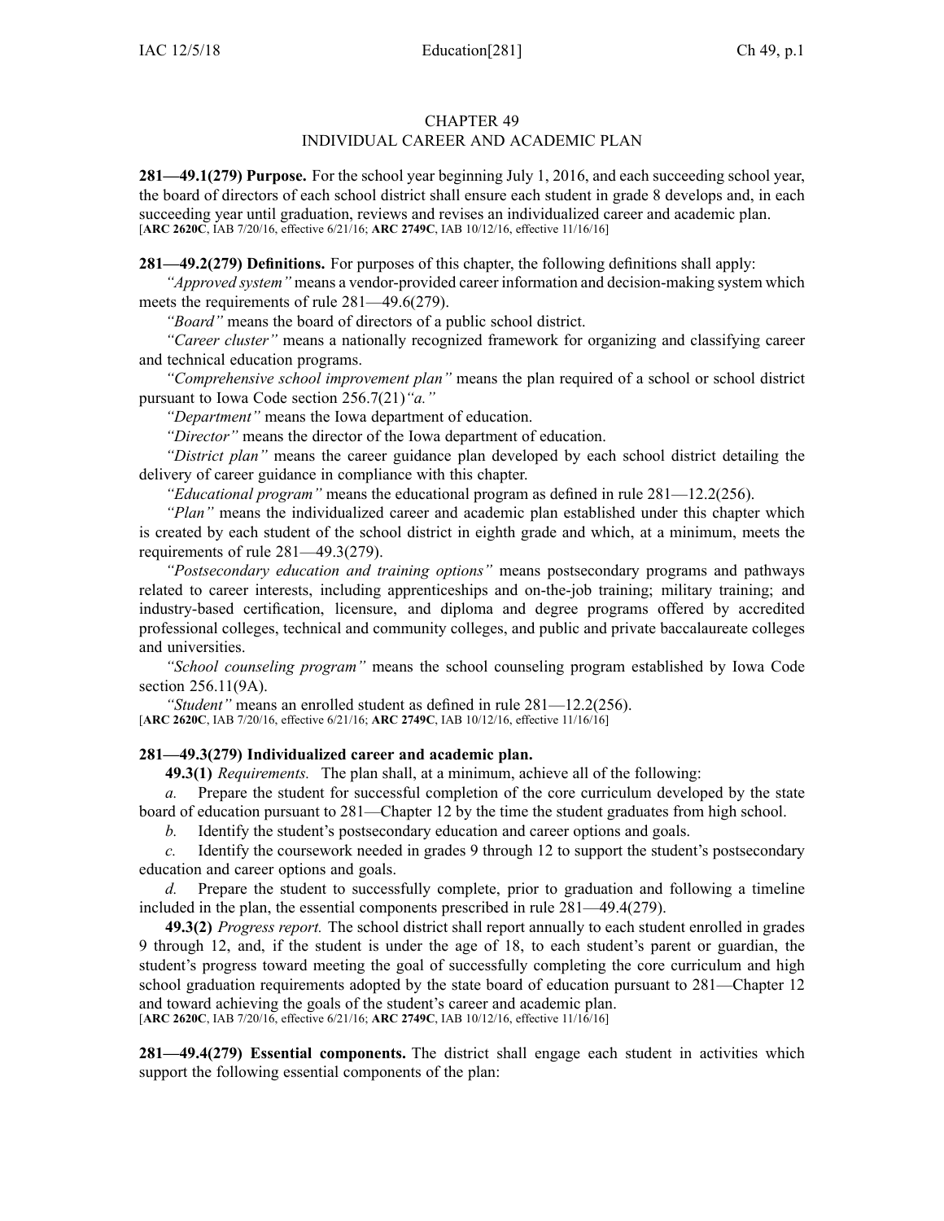# CHAPTER 49
## INDIVIDUAL CAREER AND ACADEMIC PLAN

**281—49.1(279) Purpose.** For the school year beginning July 1, 2016, and each succeeding school year, the board of directors of each school district shall ensure each student in grade 8 develops and, in each succeeding year until graduation, reviews and revises an individualized career and academic plan.
[**ARC 2620C**, IAB 7/20/16, effective 6/21/16; **ARC 2749C**, IAB 10/12/16, effective 11/16/16]

**281—49.2(279) Definitions.** For purposes of this chapter, the following definitions shall apply:

*"Approved system"* means a vendor-provided career information and decision-making system which meets the requirements of rule 281—49.6(279).

*"Board"* means the board of directors of a public school district.

*"Career cluster"* means a nationally recognized framework for organizing and classifying career and technical education programs.

*"Comprehensive school improvement plan"* means the plan required of a school or school district pursuant to Iowa Code section 256.7(21)*"a."*

*"Department"* means the Iowa department of education.

*"Director"* means the director of the Iowa department of education.

*"District plan"* means the career guidance plan developed by each school district detailing the delivery of career guidance in compliance with this chapter.

*"Educational program"* means the educational program as defined in rule 281—12.2(256).

*"Plan"* means the individualized career and academic plan established under this chapter which is created by each student of the school district in eighth grade and which, at a minimum, meets the requirements of rule 281—49.3(279).

*"Postsecondary education and training options"* means postsecondary programs and pathways related to career interests, including apprenticeships and on-the-job training; military training; and industry-based certification, licensure, and diploma and degree programs offered by accredited professional colleges, technical and community colleges, and public and private baccalaureate colleges and universities.

*"School counseling program"* means the school counseling program established by Iowa Code section 256.11(9A).

*"Student"* means an enrolled student as defined in rule 281—12.2(256).
[**ARC 2620C**, IAB 7/20/16, effective 6/21/16; **ARC 2749C**, IAB 10/12/16, effective 11/16/16]

**281—49.3(279) Individualized career and academic plan.**

**49.3(1)** *Requirements.* The plan shall, at a minimum, achieve all of the following:

*a.* Prepare the student for successful completion of the core curriculum developed by the state board of education pursuant to 281—Chapter 12 by the time the student graduates from high school.

*b.* Identify the student's postsecondary education and career options and goals.

*c.* Identify the coursework needed in grades 9 through 12 to support the student's postsecondary education and career options and goals.

*d.* Prepare the student to successfully complete, prior to graduation and following a timeline included in the plan, the essential components prescribed in rule 281—49.4(279).

**49.3(2)** *Progress report.* The school district shall report annually to each student enrolled in grades 9 through 12, and, if the student is under the age of 18, to each student's parent or guardian, the student's progress toward meeting the goal of successfully completing the core curriculum and high school graduation requirements adopted by the state board of education pursuant to 281—Chapter 12 and toward achieving the goals of the student's career and academic plan.
[**ARC 2620C**, IAB 7/20/16, effective 6/21/16; **ARC 2749C**, IAB 10/12/16, effective 11/16/16]

**281—49.4(279) Essential components.** The district shall engage each student in activities which support the following essential components of the plan: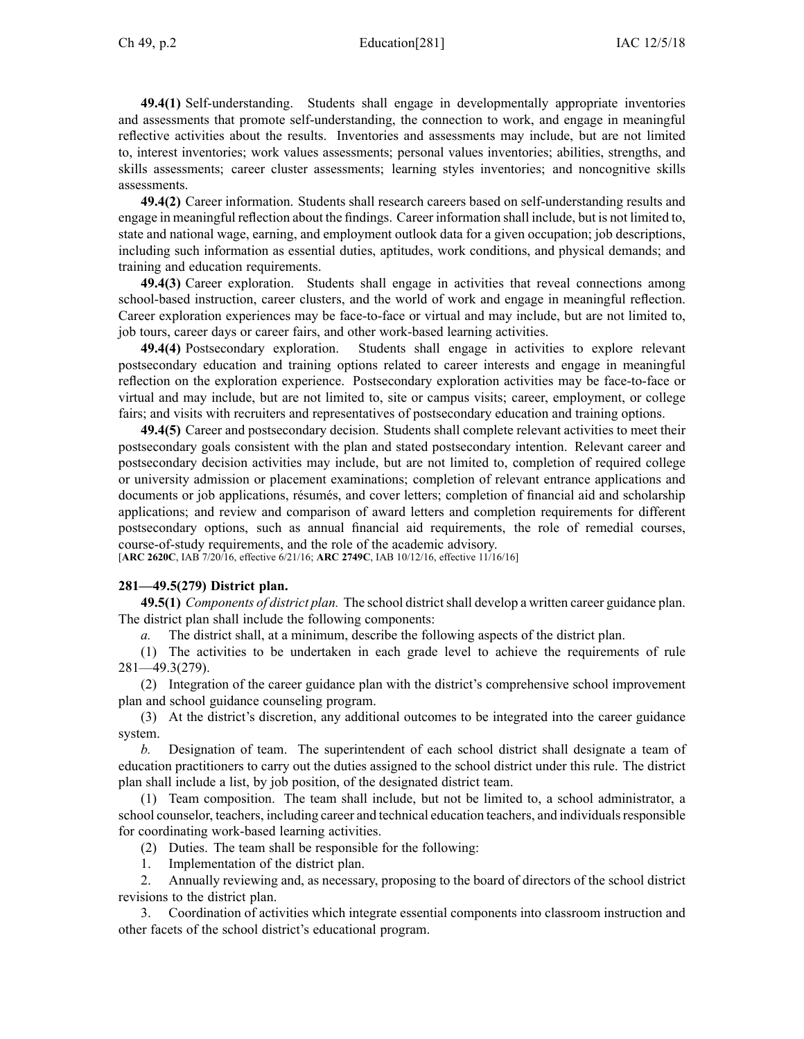**49.4(1)** Self-understanding. Students shall engage in developmentally appropriate inventories and assessments that promote self-understanding, the connection to work, and engage in meaningful reflective activities about the results. Inventories and assessments may include, but are not limited to, interest inventories; work values assessments; personal values inventories; abilities, strengths, and skills assessments; career cluster assessments; learning styles inventories; and noncognitive skills assessments.

**49.4(2)** Career information. Students shall research careers based on self-understanding results and engage in meaningful reflection about the findings. Career information shall include, but is not limited to, state and national wage, earning, and employment outlook data for a given occupation; job descriptions, including such information as essential duties, aptitudes, work conditions, and physical demands; and training and education requirements.

**49.4(3)** Career exploration. Students shall engage in activities that reveal connections among school-based instruction, career clusters, and the world of work and engage in meaningful reflection. Career exploration experiences may be face-to-face or virtual and may include, but are not limited to, job tours, career days or career fairs, and other work-based learning activities.

**49.4(4)** Postsecondary exploration. Students shall engage in activities to explore relevant postsecondary education and training options related to career interests and engage in meaningful reflection on the exploration experience. Postsecondary exploration activities may be face-to-face or virtual and may include, but are not limited to, site or campus visits; career, employment, or college fairs; and visits with recruiters and representatives of postsecondary education and training options.

**49.4(5)** Career and postsecondary decision. Students shall complete relevant activities to meet their postsecondary goals consistent with the plan and stated postsecondary intention. Relevant career and postsecondary decision activities may include, but are not limited to, completion of required college or university admission or placement examinations; completion of relevant entrance applications and documents or job applications, résumés, and cover letters; completion of financial aid and scholarship applications; and review and comparison of award letters and completion requirements for different postsecondary options, such as annual financial aid requirements, the role of remedial courses, course-of-study requirements, and the role of the academic advisory.

[**ARC 2620C**, IAB 7/20/16, effective 6/21/16; **ARC 2749C**, IAB 10/12/16, effective 11/16/16]

### 281—49.5(279) District plan.

**49.5(1)** *Components of district plan.* The school district shall develop a written career guidance plan. The district plan shall include the following components:

*a.* The district shall, at a minimum, describe the following aspects of the district plan.

(1) The activities to be undertaken in each grade level to achieve the requirements of rule 281—49.3(279).

(2) Integration of the career guidance plan with the district's comprehensive school improvement plan and school guidance counseling program.

(3) At the district's discretion, any additional outcomes to be integrated into the career guidance system.

*b.* Designation of team. The superintendent of each school district shall designate a team of education practitioners to carry out the duties assigned to the school district under this rule. The district plan shall include a list, by job position, of the designated district team.

(1) Team composition. The team shall include, but not be limited to, a school administrator, a school counselor, teachers, including career and technical education teachers, and individuals responsible for coordinating work-based learning activities.

(2) Duties. The team shall be responsible for the following:

1. Implementation of the district plan.

2. Annually reviewing and, as necessary, proposing to the board of directors of the school district revisions to the district plan.

3. Coordination of activities which integrate essential components into classroom instruction and other facets of the school district's educational program.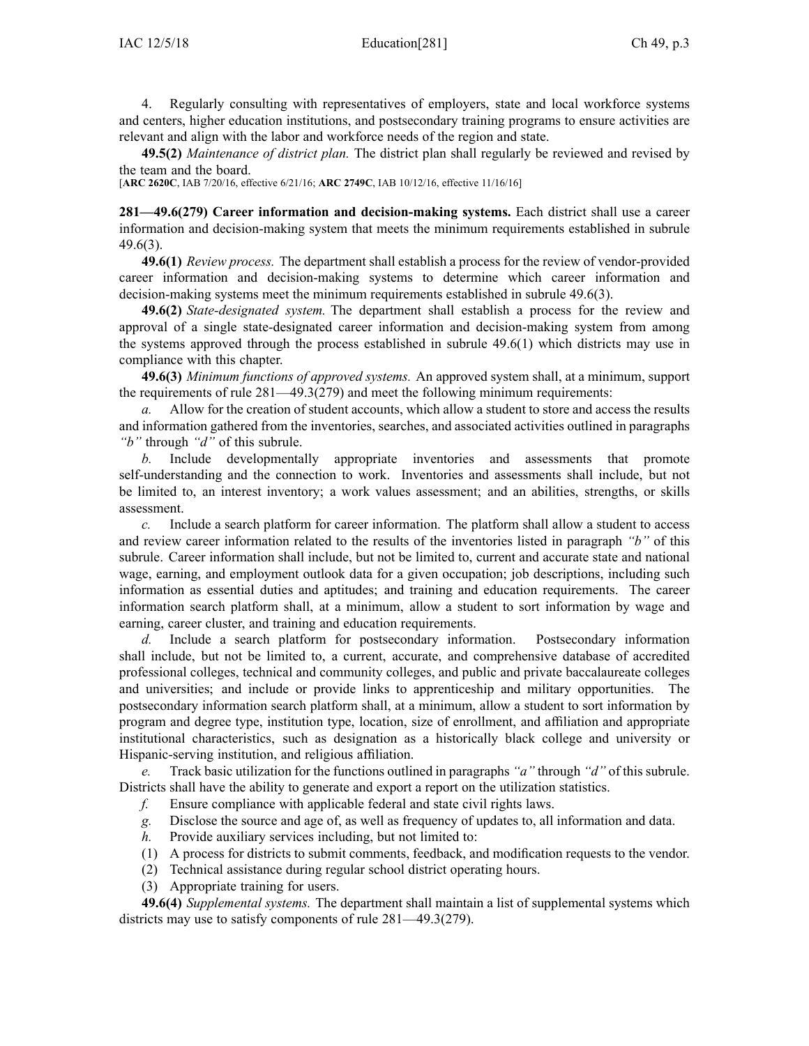4. Regularly consulting with representatives of employers, state and local workforce systems and centers, higher education institutions, and postsecondary training programs to ensure activities are relevant and align with the labor and workforce needs of the region and state.

**49.5(2)** *Maintenance of district plan.* The district plan shall regularly be reviewed and revised by the team and the board.

[**ARC 2620C**, IAB 7/20/16, effective 6/21/16; **ARC 2749C**, IAB 10/12/16, effective 11/16/16]

**281—49.6(279) Career information and decision-making systems.** Each district shall use a career information and decision-making system that meets the minimum requirements established in subrule 49.6(3).

**49.6(1)** *Review process.* The department shall establish a process for the review of vendor-provided career information and decision-making systems to determine which career information and decision-making systems meet the minimum requirements established in subrule 49.6(3).

**49.6(2)** *State-designated system.* The department shall establish a process for the review and approval of a single state-designated career information and decision-making system from among the systems approved through the process established in subrule 49.6(1) which districts may use in compliance with this chapter.

**49.6(3)** *Minimum functions of approved systems.* An approved system shall, at a minimum, support the requirements of rule 281—49.3(279) and meet the following minimum requirements:

*a.* Allow for the creation of student accounts, which allow a student to store and access the results and information gathered from the inventories, searches, and associated activities outlined in paragraphs *"b"* through *"d"* of this subrule.

*b.* Include developmentally appropriate inventories and assessments that promote self-understanding and the connection to work. Inventories and assessments shall include, but not be limited to, an interest inventory; a work values assessment; and an abilities, strengths, or skills assessment.

*c.* Include a search platform for career information. The platform shall allow a student to access and review career information related to the results of the inventories listed in paragraph *"b"* of this subrule. Career information shall include, but not be limited to, current and accurate state and national wage, earning, and employment outlook data for a given occupation; job descriptions, including such information as essential duties and aptitudes; and training and education requirements. The career information search platform shall, at a minimum, allow a student to sort information by wage and earning, career cluster, and training and education requirements.

*d.* Include a search platform for postsecondary information. Postsecondary information shall include, but not be limited to, a current, accurate, and comprehensive database of accredited professional colleges, technical and community colleges, and public and private baccalaureate colleges and universities; and include or provide links to apprenticeship and military opportunities. The postsecondary information search platform shall, at a minimum, allow a student to sort information by program and degree type, institution type, location, size of enrollment, and affiliation and appropriate institutional characteristics, such as designation as a historically black college and university or Hispanic-serving institution, and religious affiliation.

*e.* Track basic utilization for the functions outlined in paragraphs *"a"* through *"d"* of this subrule. Districts shall have the ability to generate and export a report on the utilization statistics.

*f.* Ensure compliance with applicable federal and state civil rights laws.

*g.* Disclose the source and age of, as well as frequency of updates to, all information and data.

*h.* Provide auxiliary services including, but not limited to:

(1) A process for districts to submit comments, feedback, and modification requests to the vendor.

(2) Technical assistance during regular school district operating hours.

(3) Appropriate training for users.

**49.6(4)** *Supplemental systems.* The department shall maintain a list of supplemental systems which districts may use to satisfy components of rule 281—49.3(279).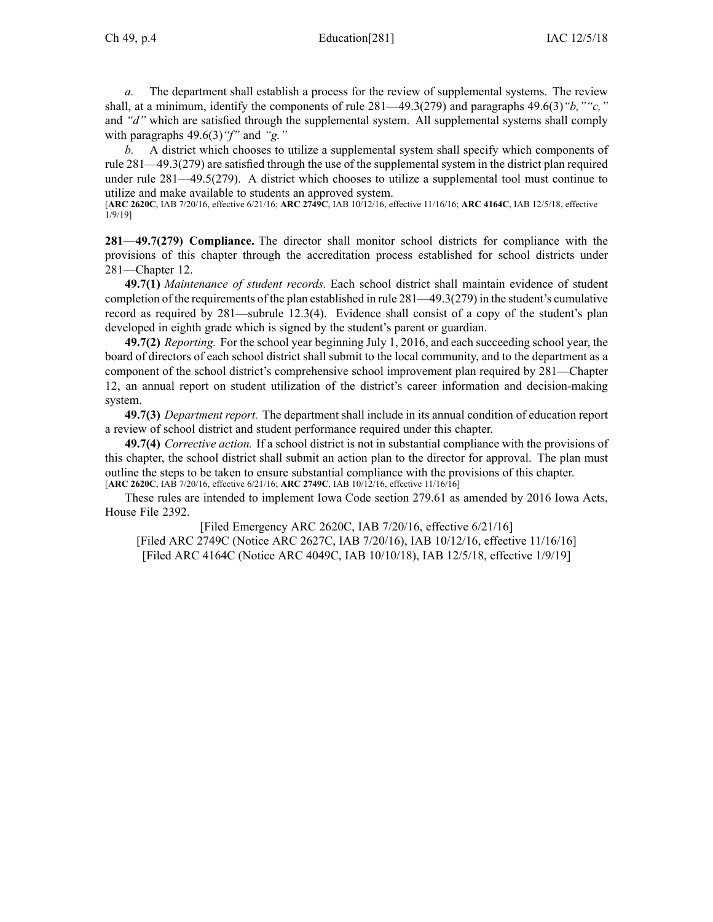*a.* The department shall establish a process for the review of supplemental systems. The review shall, at a minimum, identify the components of rule 281—49.3(279) and paragraphs 49.6(3)*"b," "c,"* and *"d"* which are satisfied through the supplemental system. All supplemental systems shall comply with paragraphs 49.6(3)*"f"* and *"g."*

*b.* A district which chooses to utilize a supplemental system shall specify which components of rule 281—49.3(279) are satisfied through the use of the supplemental system in the district plan required under rule 281—49.5(279). A district which chooses to utilize a supplemental tool must continue to utilize and make available to students an approved system.

[**ARC 2620C**, IAB 7/20/16, effective 6/21/16; **ARC 2749C**, IAB 10/12/16, effective 11/16/16; **ARC 4164C**, IAB 12/5/18, effective 1/9/19]

**281—49.7(279) Compliance.** The director shall monitor school districts for compliance with the provisions of this chapter through the accreditation process established for school districts under 281—Chapter 12.

**49.7(1)** *Maintenance of student records.* Each school district shall maintain evidence of student completion of the requirements of the plan established in rule 281—49.3(279) in the student's cumulative record as required by 281—subrule 12.3(4). Evidence shall consist of a copy of the student's plan developed in eighth grade which is signed by the student's parent or guardian.

**49.7(2)** *Reporting.* For the school year beginning July 1, 2016, and each succeeding school year, the board of directors of each school district shall submit to the local community, and to the department as a component of the school district's comprehensive school improvement plan required by 281—Chapter 12, an annual report on student utilization of the district's career information and decision-making system.

**49.7(3)** *Department report.* The department shall include in its annual condition of education report a review of school district and student performance required under this chapter.

**49.7(4)** *Corrective action.* If a school district is not in substantial compliance with the provisions of this chapter, the school district shall submit an action plan to the director for approval. The plan must outline the steps to be taken to ensure substantial compliance with the provisions of this chapter.

[**ARC 2620C**, IAB 7/20/16, effective 6/21/16; **ARC 2749C**, IAB 10/12/16, effective 11/16/16]

These rules are intended to implement Iowa Code section 279.61 as amended by 2016 Iowa Acts, House File 2392.

[Filed Emergency ARC 2620C, IAB 7/20/16, effective 6/21/16]
[Filed ARC 2749C (Notice ARC 2627C, IAB 7/20/16), IAB 10/12/16, effective 11/16/16]
[Filed ARC 4164C (Notice ARC 4049C, IAB 10/10/18), IAB 12/5/18, effective 1/9/19]